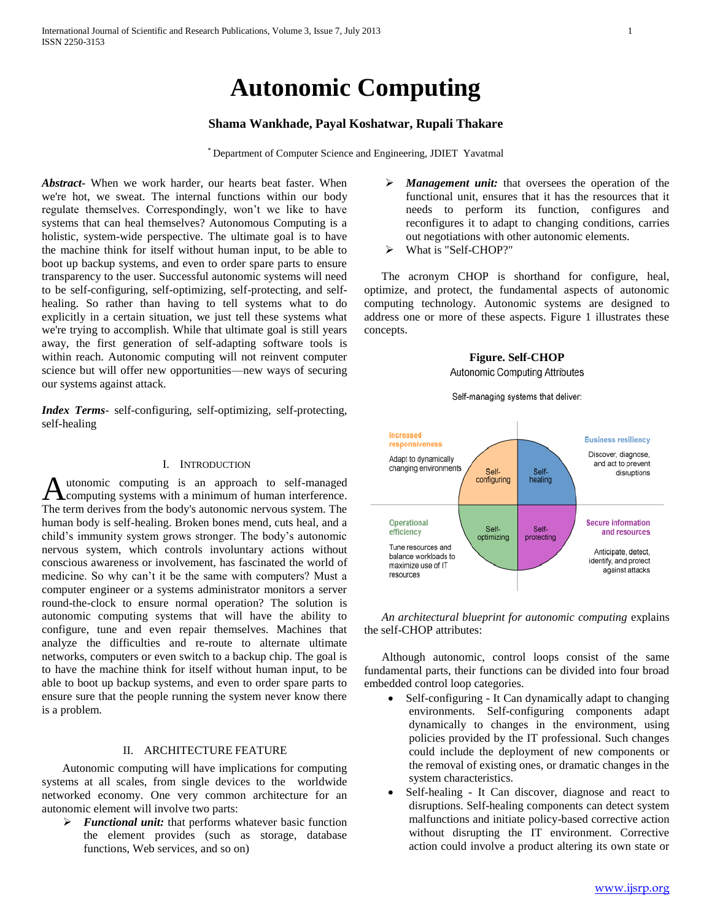# Autonomic Computing

**Shama Wankhade, Payal Koshatwar, Rupali Thakare**

[*] Department of Computer Science and Engineering, JDIET Yavatmal

***Abstract***- When we work harder, our hearts beat faster. When we're hot, we sweat. The internal functions within our body regulate themselves. Correspondingly, won't we like to have systems that can heal themselves? Autonomous Computing is a holistic, system-wide perspective. The ultimate goal is to have the machine think for itself without human input, to be able to boot up backup systems, and even to order spare parts to ensure transparency to the user. Successful autonomic systems will need to be self-configuring, self-optimizing, self-protecting, and self-healing. So rather than having to tell systems what to do explicitly in a certain situation, we just tell these systems what we're trying to accomplish. While that ultimate goal is still years away, the first generation of self-adapting software tools is within reach. Autonomic computing will not reinvent computer science but will offer new opportunities—new ways of securing our systems against attack.

***Index Terms***- self-configuring, self-optimizing, self-protecting, self-healing

## I. Introduction

Autonomic computing is an approach to self-managed computing systems with a minimum of human interference. The term derives from the body's autonomic nervous system. The human body is self-healing. Broken bones mend, cuts heal, and a child's immunity system grows stronger. The body's autonomic nervous system, which controls involuntary actions without conscious awareness or involvement, has fascinated the world of medicine. So why can't it be the same with computers? Must a computer engineer or a systems administrator monitors a server round-the-clock to ensure normal operation? The solution is autonomic computing systems that will have the ability to configure, tune and even repair themselves. Machines that analyze the difficulties and re-route to alternate ultimate networks, computers or even switch to a backup chip. The goal is to have the machine think for itself without human input, to be able to boot up backup systems, and even to order spare parts to ensure sure that the people running the system never know there is a problem.

## II. Architecture Feature

Autonomic computing will have implications for computing systems at all scales, from single devices to the worldwide networked economy. One very common architecture for an autonomic element will involve two parts:

- ***Functional unit:*** that performs whatever basic function the element provides (such as storage, database functions, Web services, and so on)
- ***Management unit:*** that oversees the operation of the functional unit, ensures that it has the resources that it needs to perform its function, configures and reconfigures it to adapt to changing conditions, carries out negotiations with other autonomic elements.
- What is "Self-CHOP?"

The acronym CHOP is shorthand for configure, heal, optimize, and protect, the fundamental aspects of autonomic computing technology. Autonomic systems are designed to address one or more of these aspects. Figure 1 illustrates these concepts.

**Figure. Self-CHOP**

Autonomic Computing Attributes

Self-managing systems that deliver:

| Increased responsiveness — Adapt to dynamically changing environments | Self-configuring | Self-healing | Business resiliency — Discover, diagnose, and act to prevent disruptions |
|---|---|---|---|
| Operational efficiency — Tune resources and balance workloads to maximize use of IT resources | Self-optimizing | Self-protecting | Secure information and resources — Anticipate, detect, identify, and protect against attacks |

*An architectural blueprint for autonomic computing* explains the self-CHOP attributes:

Although autonomic, control loops consist of the same fundamental parts, their functions can be divided into four broad embedded control loop categories.

- Self-configuring - It Can dynamically adapt to changing environments. Self-configuring components adapt dynamically to changes in the environment, using policies provided by the IT professional. Such changes could include the deployment of new components or the removal of existing ones, or dramatic changes in the system characteristics.
- Self-healing - It Can discover, diagnose and react to disruptions. Self-healing components can detect system malfunctions and initiate policy-based corrective action without disrupting the IT environment. Corrective action could involve a product altering its own state or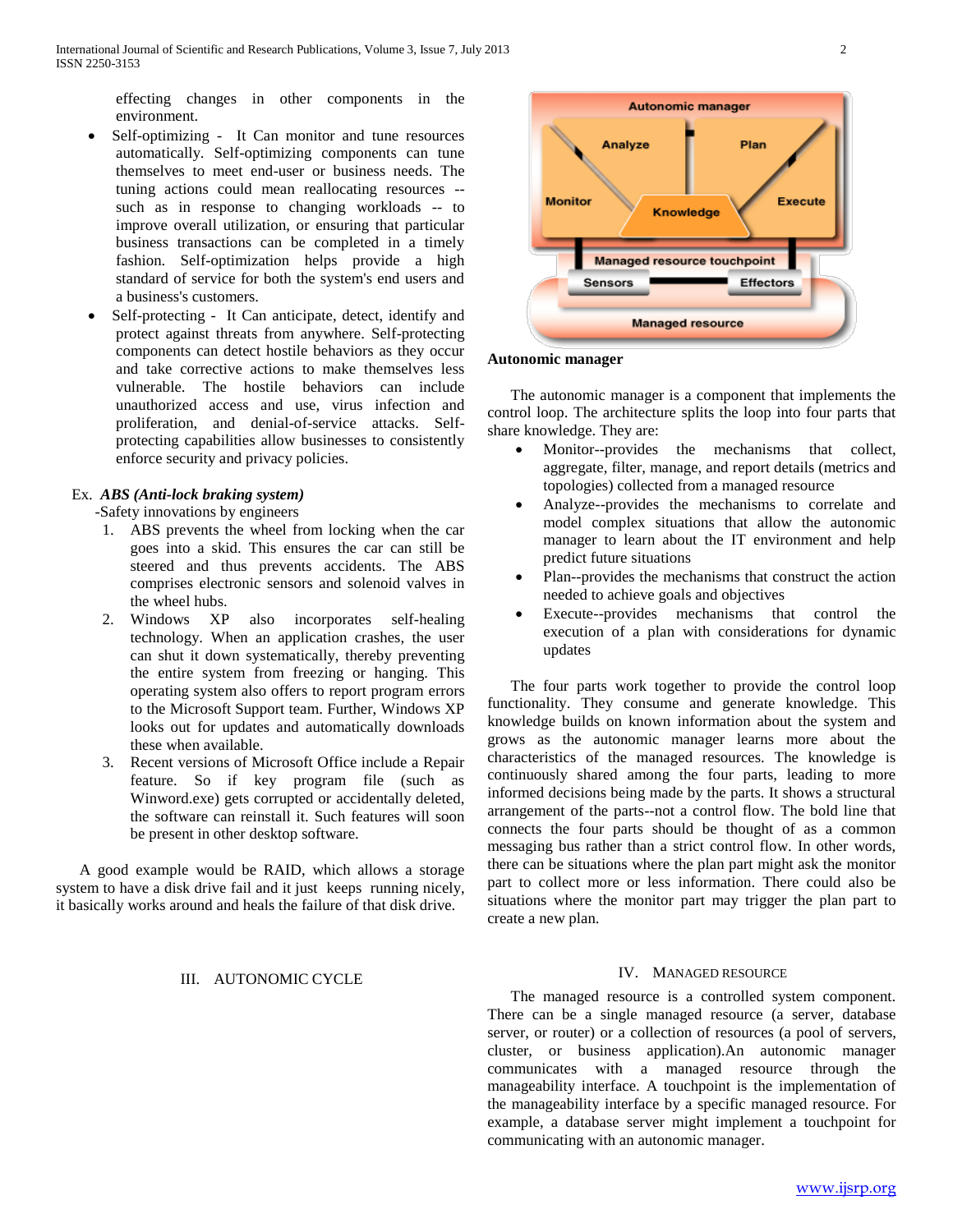effecting changes in other components in the environment.

- Self-optimizing - It Can monitor and tune resources automatically. Self-optimizing components can tune themselves to meet end-user or business needs. The tuning actions could mean reallocating resources -- such as in response to changing workloads -- to improve overall utilization, or ensuring that particular business transactions can be completed in a timely fashion. Self-optimization helps provide a high standard of service for both the system's end users and a business's customers.
- Self-protecting - It Can anticipate, detect, identify and protect against threats from anywhere. Self-protecting components can detect hostile behaviors as they occur and take corrective actions to make themselves less vulnerable. The hostile behaviors can include unauthorized access and use, virus infection and proliferation, and denial-of-service attacks. Self-protecting capabilities allow businesses to consistently enforce security and privacy policies.

Ex. ***ABS (Anti-lock braking system)***

-Safety innovations by engineers

1. ABS prevents the wheel from locking when the car goes into a skid. This ensures the car can still be steered and thus prevents accidents. The ABS comprises electronic sensors and solenoid valves in the wheel hubs.
2. Windows XP also incorporates self-healing technology. When an application crashes, the user can shut it down systematically, thereby preventing the entire system from freezing or hanging. This operating system also offers to report program errors to the Microsoft Support team. Further, Windows XP looks out for updates and automatically downloads these when available.
3. Recent versions of Microsoft Office include a Repair feature. So if key program file (such as Winword.exe) gets corrupted or accidentally deleted, the software can reinstall it. Such features will soon be present in other desktop software.

A good example would be RAID, which allows a storage system to have a disk drive fail and it just keeps running nicely, it basically works around and heals the failure of that disk drive.

## III. AUTONOMIC CYCLE

**Autonomic manager**

The autonomic manager is a component that implements the control loop. The architecture splits the loop into four parts that share knowledge. They are:

- Monitor--provides the mechanisms that collect, aggregate, filter, manage, and report details (metrics and topologies) collected from a managed resource
- Analyze--provides the mechanisms to correlate and model complex situations that allow the autonomic manager to learn about the IT environment and help predict future situations
- Plan--provides the mechanisms that construct the action needed to achieve goals and objectives
- Execute--provides mechanisms that control the execution of a plan with considerations for dynamic updates

The four parts work together to provide the control loop functionality. They consume and generate knowledge. This knowledge builds on known information about the system and grows as the autonomic manager learns more about the characteristics of the managed resources. The knowledge is continuously shared among the four parts, leading to more informed decisions being made by the parts. It shows a structural arrangement of the parts--not a control flow. The bold line that connects the four parts should be thought of as a common messaging bus rather than a strict control flow. In other words, there can be situations where the plan part might ask the monitor part to collect more or less information. There could also be situations where the monitor part may trigger the plan part to create a new plan.

## IV. MANAGED RESOURCE

The managed resource is a controlled system component. There can be a single managed resource (a server, database server, or router) or a collection of resources (a pool of servers, cluster, or business application).An autonomic manager communicates with a managed resource through the manageability interface. A touchpoint is the implementation of the manageability interface by a specific managed resource. For example, a database server might implement a touchpoint for communicating with an autonomic manager.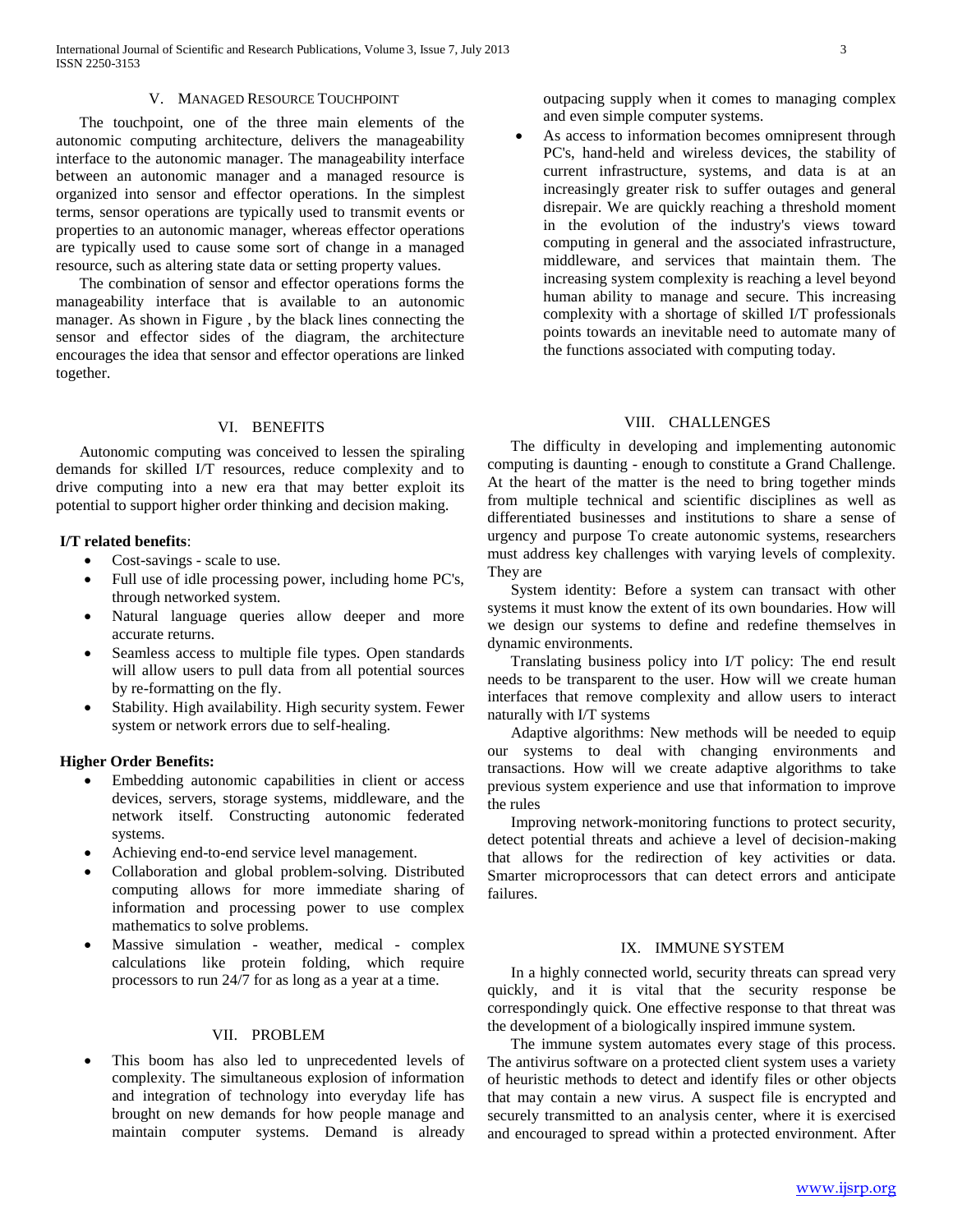## V. Managed Resource Touchpoint

The touchpoint, one of the three main elements of the autonomic computing architecture, delivers the manageability interface to the autonomic manager. The manageability interface between an autonomic manager and a managed resource is organized into sensor and effector operations. In the simplest terms, sensor operations are typically used to transmit events or properties to an autonomic manager, whereas effector operations are typically used to cause some sort of change in a managed resource, such as altering state data or setting property values.

The combination of sensor and effector operations forms the manageability interface that is available to an autonomic manager. As shown in Figure , by the black lines connecting the sensor and effector sides of the diagram, the architecture encourages the idea that sensor and effector operations are linked together.

## VI. Benefits

Autonomic computing was conceived to lessen the spiraling demands for skilled I/T resources, reduce complexity and to drive computing into a new era that may better exploit its potential to support higher order thinking and decision making.

**I/T related benefits**:

- Cost-savings - scale to use.
- Full use of idle processing power, including home PC's, through networked system.
- Natural language queries allow deeper and more accurate returns.
- Seamless access to multiple file types. Open standards will allow users to pull data from all potential sources by re-formatting on the fly.
- Stability. High availability. High security system. Fewer system or network errors due to self-healing.

**Higher Order Benefits:**

- Embedding autonomic capabilities in client or access devices, servers, storage systems, middleware, and the network itself. Constructing autonomic federated systems.
- Achieving end-to-end service level management.
- Collaboration and global problem-solving. Distributed computing allows for more immediate sharing of information and processing power to use complex mathematics to solve problems.
- Massive simulation - weather, medical - complex calculations like protein folding, which require processors to run 24/7 for as long as a year at a time.

## VII. Problem

- This boom has also led to unprecedented levels of complexity. The simultaneous explosion of information and integration of technology into everyday life has brought on new demands for how people manage and maintain computer systems. Demand is already outpacing supply when it comes to managing complex and even simple computer systems.
- As access to information becomes omnipresent through PC's, hand-held and wireless devices, the stability of current infrastructure, systems, and data is at an increasingly greater risk to suffer outages and general disrepair. We are quickly reaching a threshold moment in the evolution of the industry's views toward computing in general and the associated infrastructure, middleware, and services that maintain them. The increasing system complexity is reaching a level beyond human ability to manage and secure. This increasing complexity with a shortage of skilled I/T professionals points towards an inevitable need to automate many of the functions associated with computing today.

## VIII. Challenges

The difficulty in developing and implementing autonomic computing is daunting - enough to constitute a Grand Challenge. At the heart of the matter is the need to bring together minds from multiple technical and scientific disciplines as well as differentiated businesses and institutions to share a sense of urgency and purpose To create autonomic systems, researchers must address key challenges with varying levels of complexity. They are

System identity: Before a system can transact with other systems it must know the extent of its own boundaries. How will we design our systems to define and redefine themselves in dynamic environments.

Translating business policy into I/T policy: The end result needs to be transparent to the user. How will we create human interfaces that remove complexity and allow users to interact naturally with I/T systems

Adaptive algorithms: New methods will be needed to equip our systems to deal with changing environments and transactions. How will we create adaptive algorithms to take previous system experience and use that information to improve the rules

Improving network-monitoring functions to protect security, detect potential threats and achieve a level of decision-making that allows for the redirection of key activities or data. Smarter microprocessors that can detect errors and anticipate failures.

## IX. Immune System

In a highly connected world, security threats can spread very quickly, and it is vital that the security response be correspondingly quick. One effective response to that threat was the development of a biologically inspired immune system.

The immune system automates every stage of this process. The antivirus software on a protected client system uses a variety of heuristic methods to detect and identify files or other objects that may contain a new virus. A suspect file is encrypted and securely transmitted to an analysis center, where it is exercised and encouraged to spread within a protected environment. After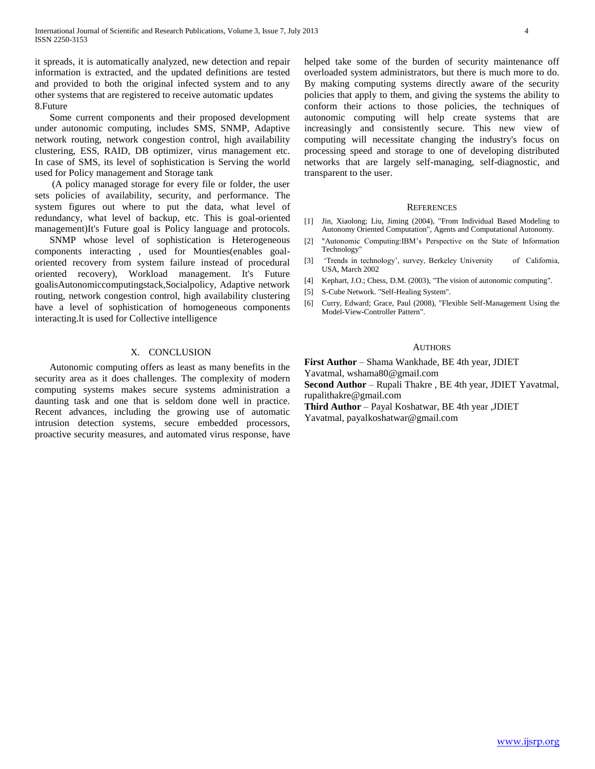it spreads, it is automatically analyzed, new detection and repair information is extracted, and the updated definitions are tested and provided to both the original infected system and to any other systems that are registered to receive automatic updates

8.Future

Some current components and their proposed development under autonomic computing, includes SMS, SNMP, Adaptive network routing, network congestion control, high availability clustering, ESS, RAID, DB optimizer, virus management etc. In case of SMS, its level of sophistication is Serving the world used for Policy management and Storage tank

(A policy managed storage for every file or folder, the user sets policies of availability, security, and performance. The system figures out where to put the data, what level of redundancy, what level of backup, etc. This is goal-oriented management)It's Future goal is Policy language and protocols.

SNMP whose level of sophistication is Heterogeneous components interacting , used for Mounties(enables goal-oriented recovery from system failure instead of procedural oriented recovery), Workload management. It's Future goalisAutonomiccomputingstack,Socialpolicy, Adaptive network routing, network congestion control, high availability clustering have a level of sophistication of homogeneous components interacting.lt is used for Collective intelligence

## X. Conclusion

Autonomic computing offers as least as many benefits in the security area as it does challenges. The complexity of modern computing systems makes secure systems administration a daunting task and one that is seldom done well in practice. Recent advances, including the growing use of automatic intrusion detection systems, secure embedded processors, proactive security measures, and automated virus response, have helped take some of the burden of security maintenance off overloaded system administrators, but there is much more to do. By making computing systems directly aware of the security policies that apply to them, and giving the systems the ability to conform their actions to those policies, the techniques of autonomic computing will help create systems that are increasingly and consistently secure. This new view of computing will necessitate changing the industry's focus on processing speed and storage to one of developing distributed networks that are largely self-managing, self-diagnostic, and transparent to the user.

## References

[1] Jin, Xiaolong; Liu, Jiming (2004), "From Individual Based Modeling to Autonomy Oriented Computation", Agents and Computational Autonomy.

[2] "Autonomic Computing:IBM's Perspective on the State of Information Technology"

[3] 'Trends in technology', survey, Berkeley University of California, USA, March 2002

[4] Kephart, J.O.; Chess, D.M. (2003), "The vision of autonomic computing".

[5] S-Cube Network. "Self-Healing System".

[6] Curry, Edward; Grace, Paul (2008), "Flexible Self-Management Using the Model-View-Controller Pattern".

## Authors

**First Author** – Shama Wankhade, BE 4th year, JDIET Yavatmal, wshama80@gmail.com

**Second Author** – Rupali Thakre , BE 4th year, JDIET Yavatmal, rupalithakre@gmail.com

**Third Author** – Payal Koshatwar, BE 4th year ,JDIET Yavatmal, payalkoshatwar@gmail.com